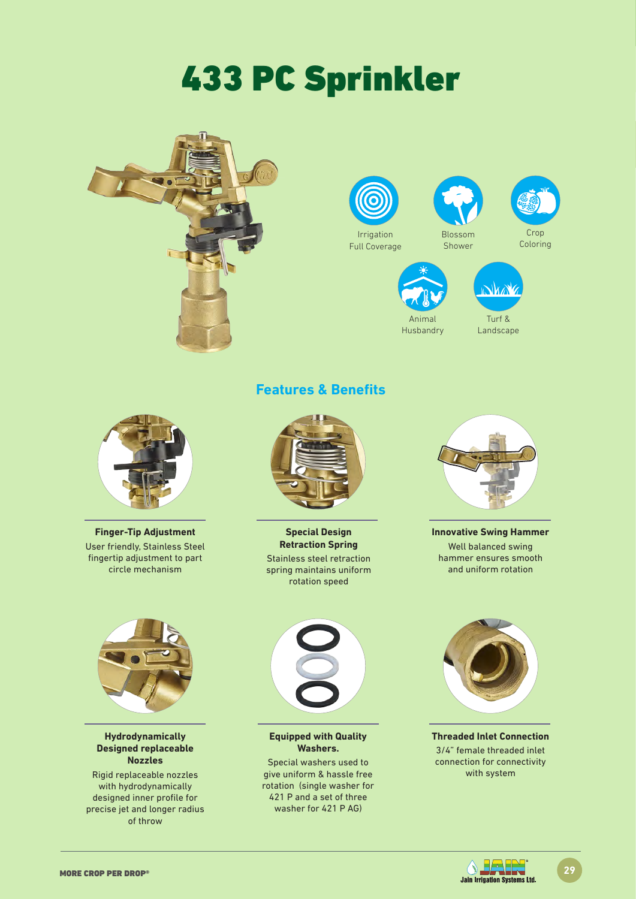# 433 PC Sprinkler

Irrigation Full Coverage

Blossom Shower

Crop Coloring

Animal Husbandry

Turf & Landscape

## Features & Benefits

**Finger-Tip Adjustment**

User friendly, Stainless Steel fingertip adjustment to part circle mechanism

**Special Design Retraction Spring**

Stainless steel retraction spring maintains uniform rotation speed

**Innovative Swing Hammer**

Well balanced swing hammer ensures smooth and uniform rotation

**Hydrodynamically Designed replaceable Nozzles**

Rigid replaceable nozzles with hydrodynamically designed inner profile for precise jet and longer radius of throw

**Equipped with Quality Washers.**

Special washers used to give uniform & hassle free rotation (single washer for 421 P and a set of three washer for 421 P AG)

**Threaded Inlet Connection**

3/4" female threaded inlet connection for connectivity with system

MORE CROP PER DROP®

Jain Irrigation Systems Ltd.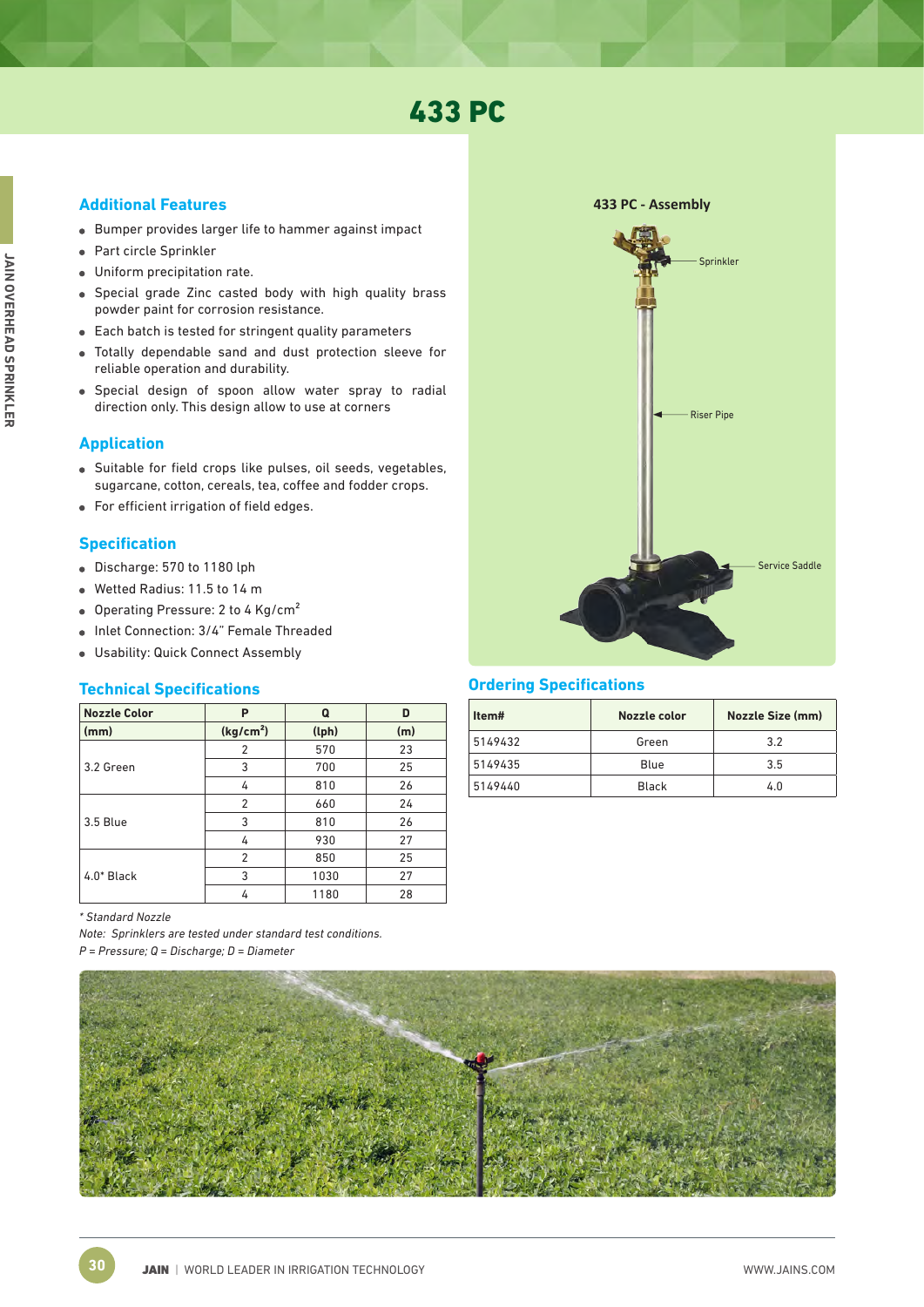# 433 PC

## Additional Features

- Bumper provides larger life to hammer against impact
- Part circle Sprinkler
- Uniform precipitation rate.
- Special grade Zinc casted body with high quality brass powder paint for corrosion resistance.
- Each batch is tested for stringent quality parameters
- Totally dependable sand and dust protection sleeve for reliable operation and durability.
- Special design of spoon allow water spray to radial direction only. This design allow to use at corners

## Application

- Suitable for field crops like pulses, oil seeds, vegetables, sugarcane, cotton, cereals, tea, coffee and fodder crops.
- For efficient irrigation of field edges.

## Specification

- Discharge: 570 to 1180 lph
- Wetted Radius: 11.5 to 14 m
- Operating Pressure: 2 to 4 Kg/cm$^2$
- Inlet Connection: 3/4" Female Threaded
- Usability: Quick Connect Assembly

## Technical Specifications

| Nozzle Color (mm) | P (kg/cm$^2$) | Q (lph) | D (m) |
|---|---|---|---|
| 3.2 Green | 2 | 570 | 23 |
| | 3 | 700 | 25 |
| | 4 | 810 | 26 |
| 3.5 Blue | 2 | 660 | 24 |
| | 3 | 810 | 26 |
| | 4 | 930 | 27 |
| 4.0* Black | 2 | 850 | 25 |
| | 3 | 1030 | 27 |
| | 4 | 1180 | 28 |

*\* Standard Nozzle*

*Note: Sprinklers are tested under standard test conditions.*

*P = Pressure; Q = Discharge; D = Diameter*

**433 PC - Assembly**

Sprinkler

Riser Pipe

Service Saddle

## Ordering Specifications

| Item# | Nozzle color | Nozzle Size (mm) |
|---|---|---|
| 5149432 | Green | 3.2 |
| 5149435 | Blue | 3.5 |
| 5149440 | Black | 4.0 |